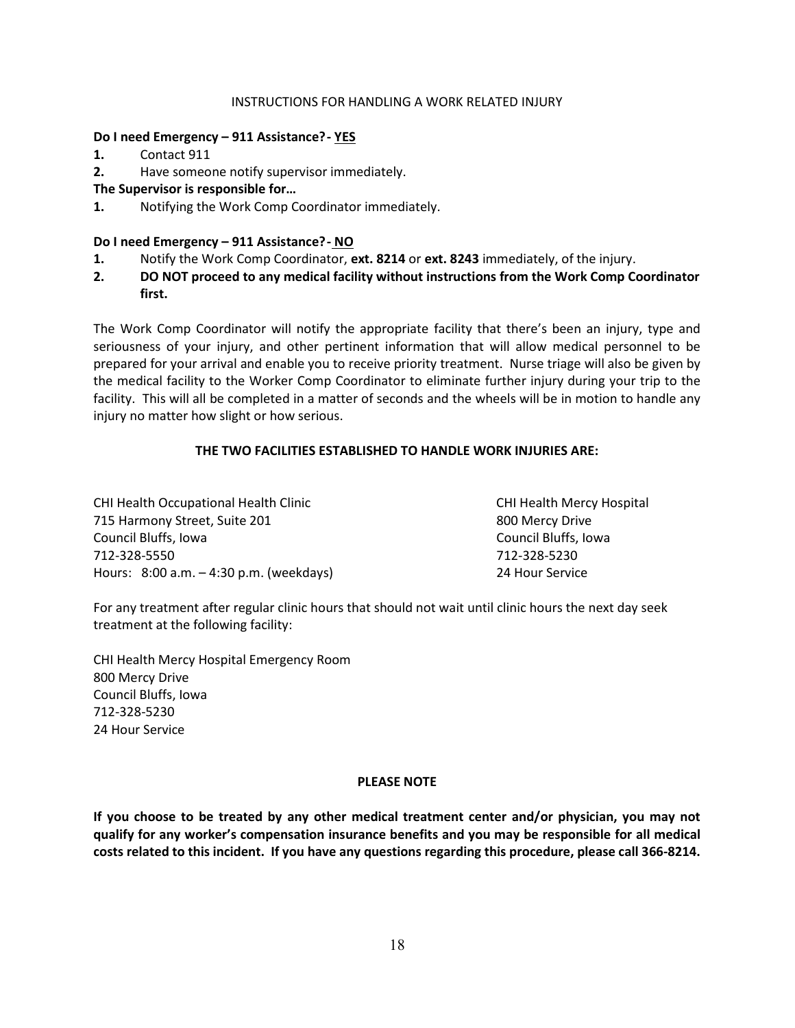# INSTRUCTIONS FOR HANDLING A WORK RELATED INJURY

**Do I need Emergency – 911 Assistance?- <u>YES</u>**

1. Contact 911
2. Have someone notify supervisor immediately.

**The Supervisor is responsible for…**

1. Notifying the Work Comp Coordinator immediately.

**Do I need Emergency – 911 Assistance?- <u>NO</u>**

1. Notify the Work Comp Coordinator, **ext. 8214** or **ext. 8243** immediately, of the injury.
2. **DO NOT proceed to any medical facility without instructions from the Work Comp Coordinator first.**

The Work Comp Coordinator will notify the appropriate facility that there's been an injury, type and seriousness of your injury, and other pertinent information that will allow medical personnel to be prepared for your arrival and enable you to receive priority treatment. Nurse triage will also be given by the medical facility to the Worker Comp Coordinator to eliminate further injury during your trip to the facility. This will all be completed in a matter of seconds and the wheels will be in motion to handle any injury no matter how slight or how serious.

**THE TWO FACILITIES ESTABLISHED TO HANDLE WORK INJURIES ARE:**

CHI Health Occupational Health Clinic
715 Harmony Street, Suite 201
Council Bluffs, Iowa
712-328-5550
Hours: 8:00 a.m. – 4:30 p.m. (weekdays)

CHI Health Mercy Hospital
800 Mercy Drive
Council Bluffs, Iowa
712-328-5230
24 Hour Service

For any treatment after regular clinic hours that should not wait until clinic hours the next day seek treatment at the following facility:

CHI Health Mercy Hospital Emergency Room
800 Mercy Drive
Council Bluffs, Iowa
712-328-5230
24 Hour Service

**PLEASE NOTE**

**If you choose to be treated by any other medical treatment center and/or physician, you may not qualify for any worker's compensation insurance benefits and you may be responsible for all medical costs related to this incident. If you have any questions regarding this procedure, please call 366-8214.**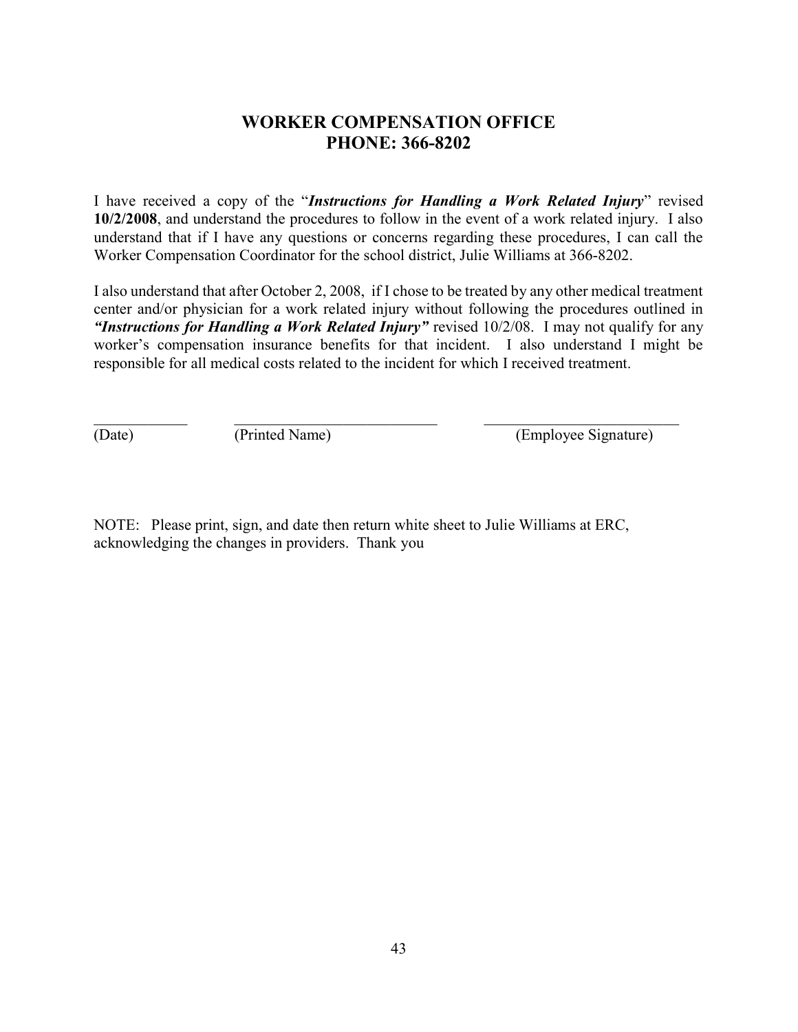## WORKER COMPENSATION OFFICE
## PHONE: 366-8202

I have received a copy of the "***Instructions for Handling a Work Related Injury***" revised **10/2/2008**, and understand the procedures to follow in the event of a work related injury. I also understand that if I have any questions or concerns regarding these procedures, I can call the Worker Compensation Coordinator for the school district, Julie Williams at 366-8202.

I also understand that after October 2, 2008, if I chose to be treated by any other medical treatment center and/or physician for a work related injury without following the procedures outlined in ***"Instructions for Handling a Work Related Injury"*** revised 10/2/08. I may not qualify for any worker's compensation insurance benefits for that incident. I also understand I might be responsible for all medical costs related to the incident for which I received treatment.

| | | |
|---|---|---|
| ____________ | ___________________________ | __________________________ |
| (Date) | (Printed Name) | (Employee Signature) |

NOTE: Please print, sign, and date then return white sheet to Julie Williams at ERC, acknowledging the changes in providers. Thank you